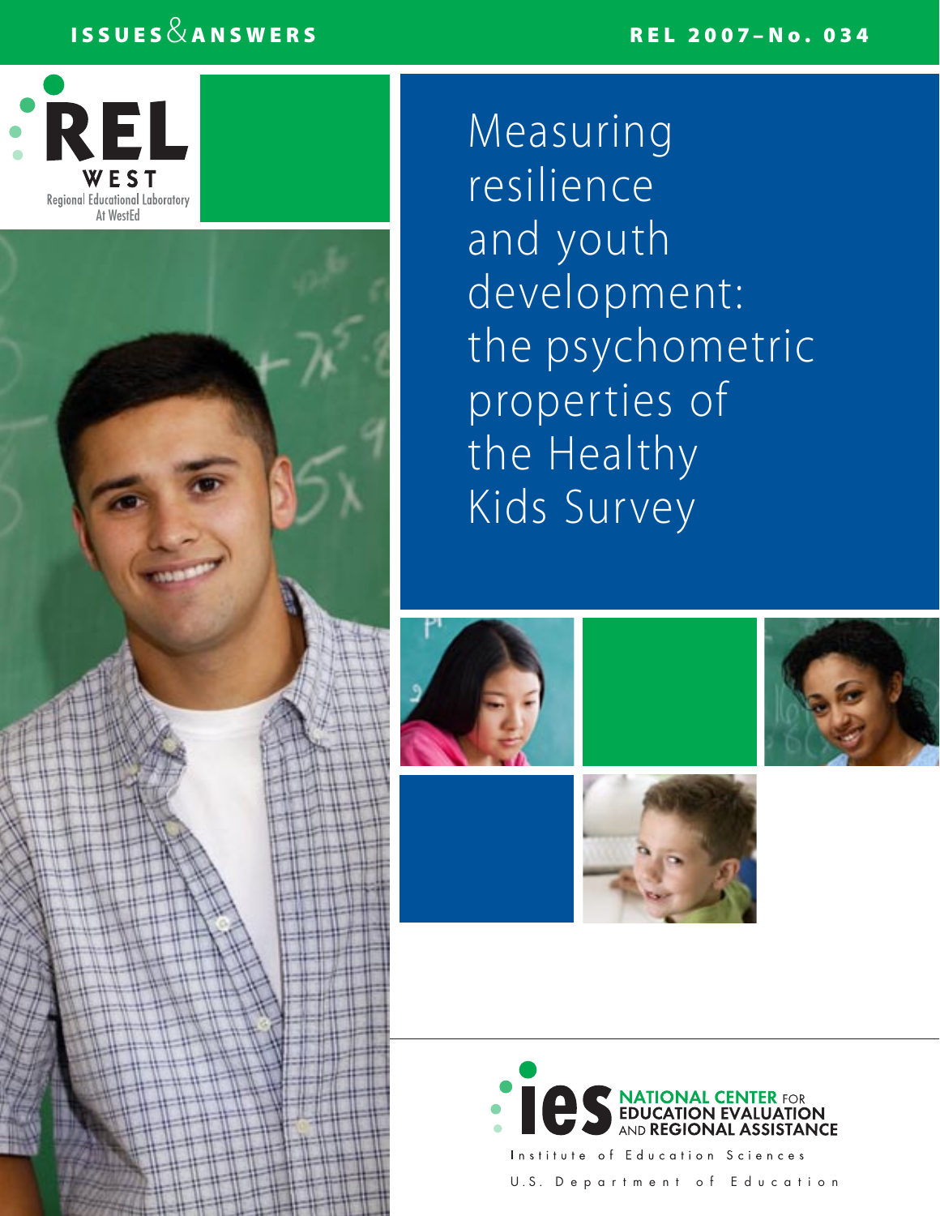ISSUES & ANSWERS

REL 2007–No. 034

REL WEST
Regional Educational Laboratory
At WestEd

# Measuring resilience and youth development: the psychometric properties of the Healthy Kids Survey

ies NATIONAL CENTER FOR EDUCATION EVALUATION AND REGIONAL ASSISTANCE

Institute of Education Sciences

U.S. Department of Education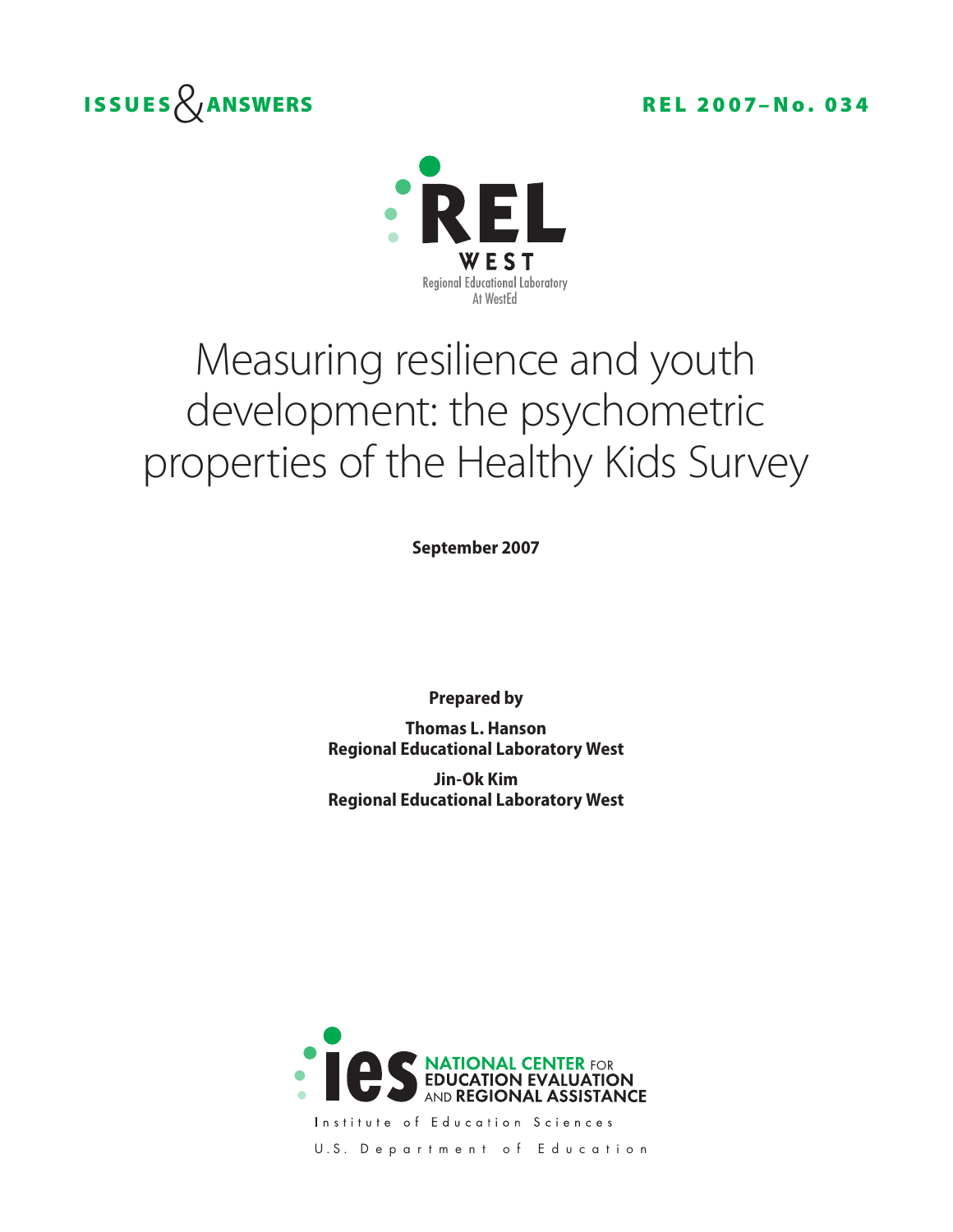**ISSUES & ANSWERS** **REL 2007–No. 034**

REL WEST
Regional Educational Laboratory
At WestEd

# Measuring resilience and youth development: the psychometric properties of the Healthy Kids Survey

**September 2007**

**Prepared by**

**Thomas L. Hanson**
**Regional Educational Laboratory West**

**Jin-Ok Kim**
**Regional Educational Laboratory West**

ies NATIONAL CENTER FOR EDUCATION EVALUATION AND REGIONAL ASSISTANCE
Institute of Education Sciences
U.S. Department of Education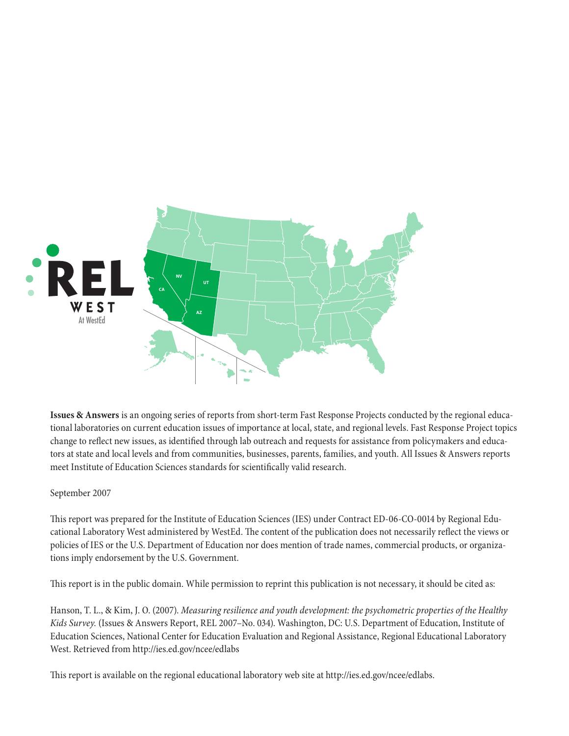**Issues & Answers** is an ongoing series of reports from short-term Fast Response Projects conducted by the regional educational laboratories on current education issues of importance at local, state, and regional levels. Fast Response Project topics change to reflect new issues, as identified through lab outreach and requests for assistance from policymakers and educators at state and local levels and from communities, businesses, parents, families, and youth. All Issues & Answers reports meet Institute of Education Sciences standards for scientifically valid research.

September 2007

This report was prepared for the Institute of Education Sciences (IES) under Contract ED-06-CO-0014 by Regional Educational Laboratory West administered by WestEd. The content of the publication does not necessarily reflect the views or policies of IES or the U.S. Department of Education nor does mention of trade names, commercial products, or organizations imply endorsement by the U.S. Government.

This report is in the public domain. While permission to reprint this publication is not necessary, it should be cited as:

Hanson, T. L., & Kim, J. O. (2007). *Measuring resilience and youth development: the psychometric properties of the Healthy Kids Survey.* (Issues & Answers Report, REL 2007–No. 034). Washington, DC: U.S. Department of Education, Institute of Education Sciences, National Center for Education Evaluation and Regional Assistance, Regional Educational Laboratory West. Retrieved from http://ies.ed.gov/ncee/edlabs

This report is available on the regional educational laboratory web site at http://ies.ed.gov/ncee/edlabs.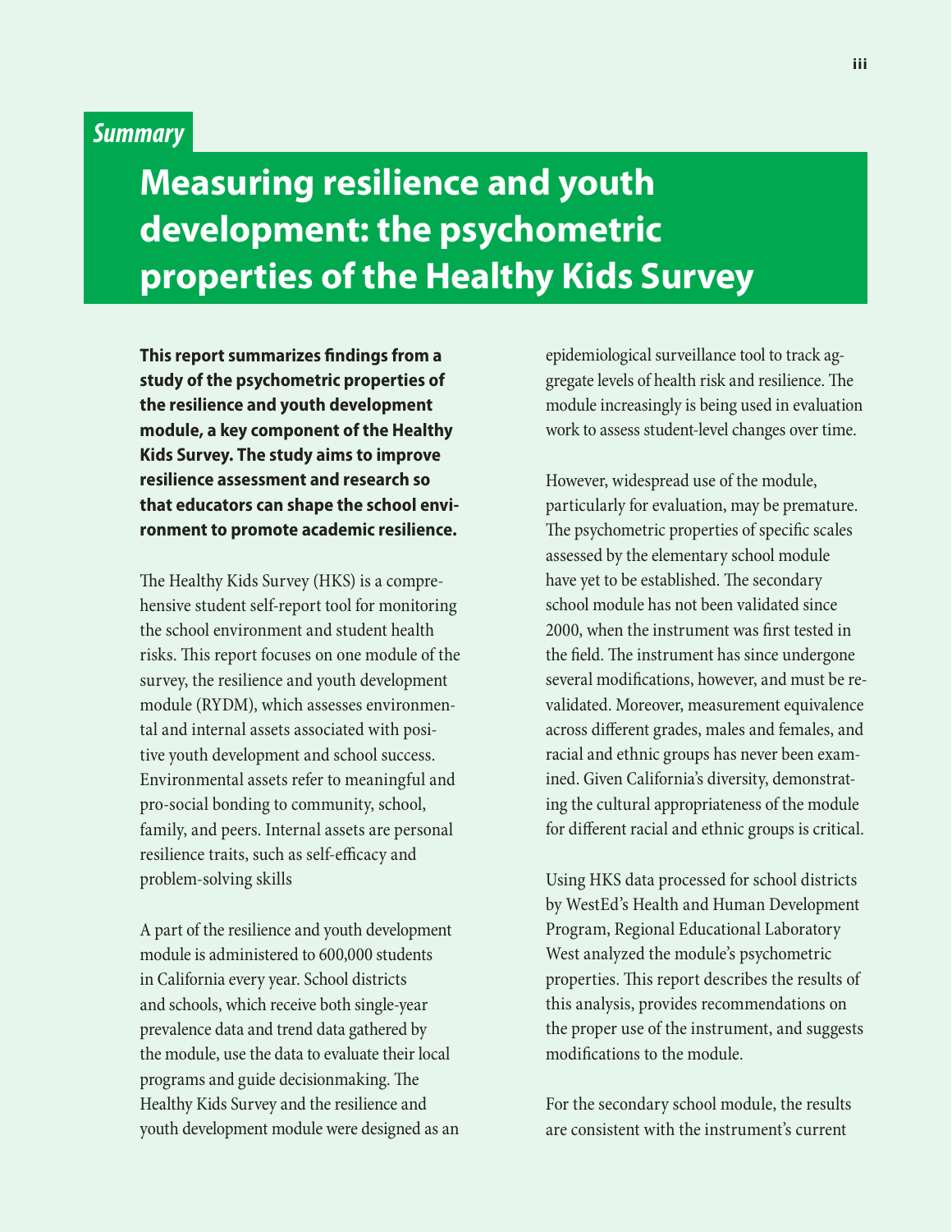*Summary*

# Measuring resilience and youth development: the psychometric properties of the Healthy Kids Survey

**This report summarizes findings from a study of the psychometric properties of the resilience and youth development module, a key component of the Healthy Kids Survey. The study aims to improve resilience assessment and research so that educators can shape the school environment to promote academic resilience.**

The Healthy Kids Survey (HKS) is a comprehensive student self-report tool for monitoring the school environment and student health risks. This report focuses on one module of the survey, the resilience and youth development module (RYDM), which assesses environmental and internal assets associated with positive youth development and school success. Environmental assets refer to meaningful and pro-social bonding to community, school, family, and peers. Internal assets are personal resilience traits, such as self-efficacy and problem-solving skills

A part of the resilience and youth development module is administered to 600,000 students in California every year. School districts and schools, which receive both single-year prevalence data and trend data gathered by the module, use the data to evaluate their local programs and guide decisionmaking. The Healthy Kids Survey and the resilience and youth development module were designed as an epidemiological surveillance tool to track aggregate levels of health risk and resilience. The module increasingly is being used in evaluation work to assess student-level changes over time.

However, widespread use of the module, particularly for evaluation, may be premature. The psychometric properties of specific scales assessed by the elementary school module have yet to be established. The secondary school module has not been validated since 2000, when the instrument was first tested in the field. The instrument has since undergone several modifications, however, and must be revalidated. Moreover, measurement equivalence across different grades, males and females, and racial and ethnic groups has never been examined. Given California's diversity, demonstrating the cultural appropriateness of the module for different racial and ethnic groups is critical.

Using HKS data processed for school districts by WestEd's Health and Human Development Program, Regional Educational Laboratory West analyzed the module's psychometric properties. This report describes the results of this analysis, provides recommendations on the proper use of the instrument, and suggests modifications to the module.

For the secondary school module, the results are consistent with the instrument's current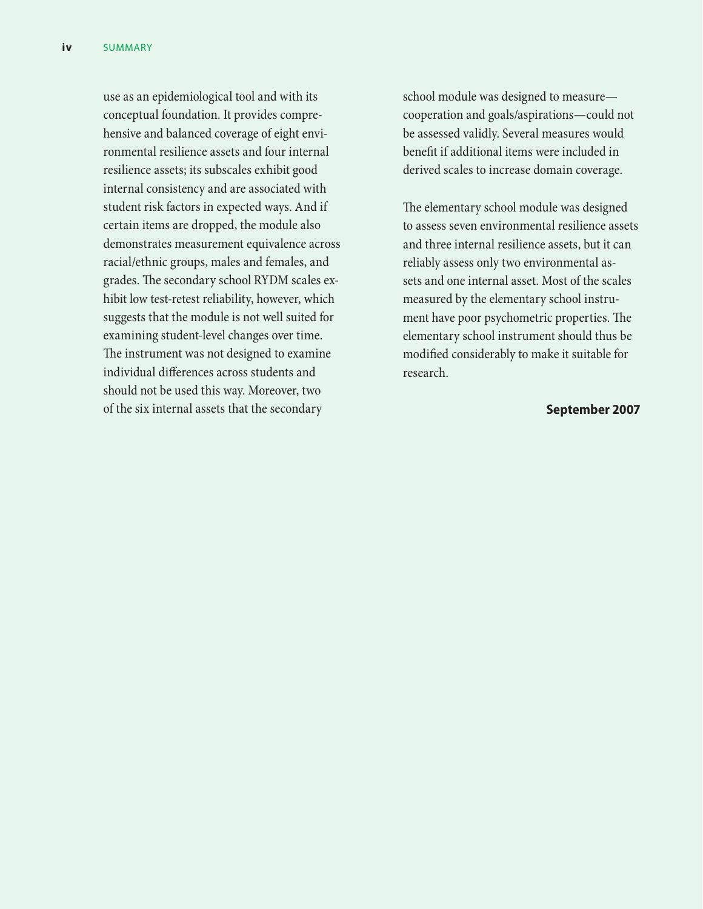use as an epidemiological tool and with its conceptual foundation. It provides comprehensive and balanced coverage of eight environmental resilience assets and four internal resilience assets; its subscales exhibit good internal consistency and are associated with student risk factors in expected ways. And if certain items are dropped, the module also demonstrates measurement equivalence across racial/ethnic groups, males and females, and grades. The secondary school RYDM scales exhibit low test-retest reliability, however, which suggests that the module is not well suited for examining student-level changes over time. The instrument was not designed to examine individual differences across students and should not be used this way. Moreover, two of the six internal assets that the secondary school module was designed to measure—cooperation and goals/aspirations—could not be assessed validly. Several measures would benefit if additional items were included in derived scales to increase domain coverage.

The elementary school module was designed to assess seven environmental resilience assets and three internal resilience assets, but it can reliably assess only two environmental assets and one internal asset. Most of the scales measured by the elementary school instrument have poor psychometric properties. The elementary school instrument should thus be modified considerably to make it suitable for research.

**September 2007**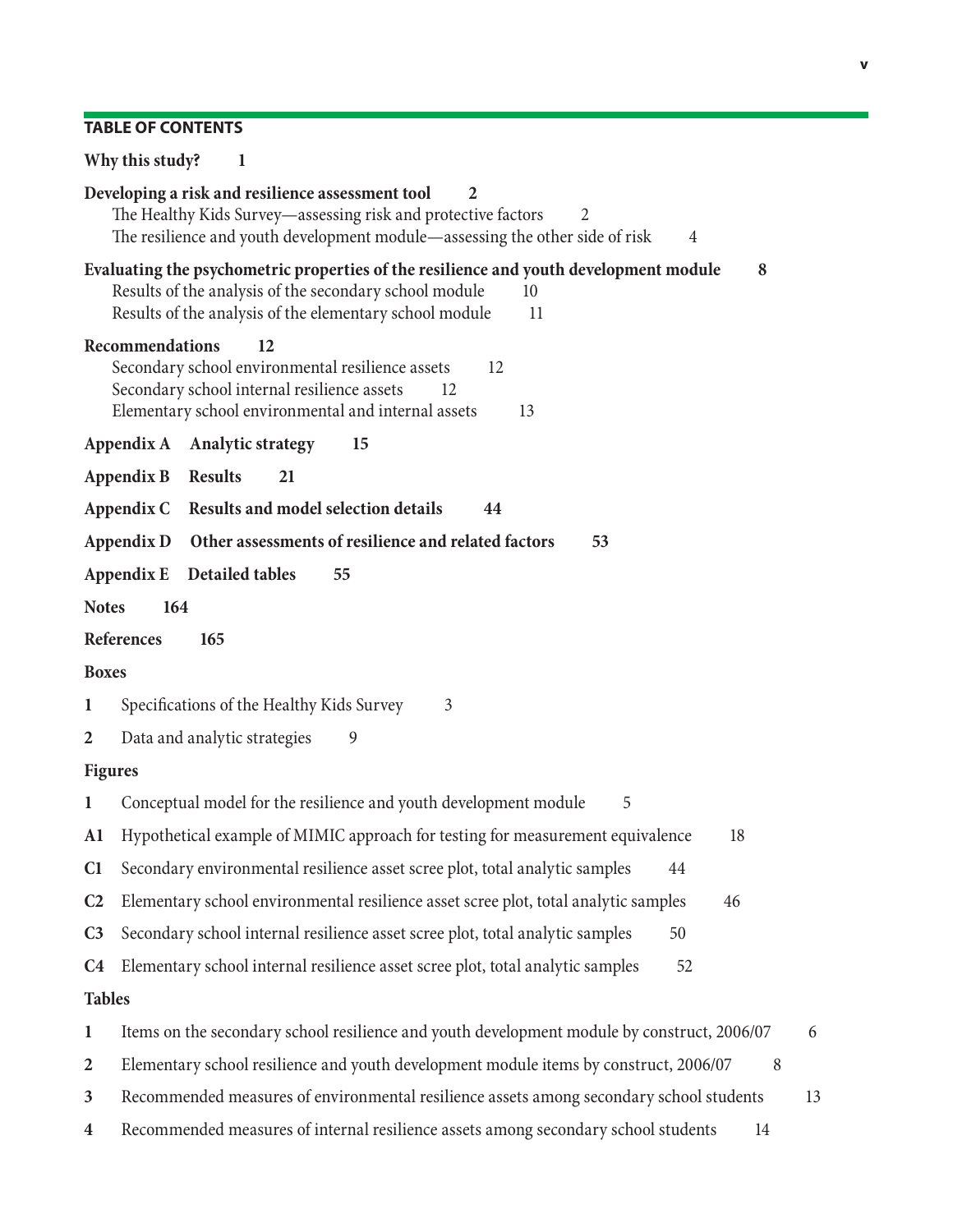## TABLE OF CONTENTS

**Why this study?** **1**

**Developing a risk and resilience assessment tool** **2**
- The Healthy Kids Survey—assessing risk and protective factors 2
- The resilience and youth development module—assessing the other side of risk 4

**Evaluating the psychometric properties of the resilience and youth development module** **8**
- Results of the analysis of the secondary school module 10
- Results of the analysis of the elementary school module 11

**Recommendations** **12**
- Secondary school environmental resilience assets 12
- Secondary school internal resilience assets 12
- Elementary school environmental and internal assets 13

**Appendix A Analytic strategy** **15**

**Appendix B Results** **21**

**Appendix C Results and model selection details** **44**

**Appendix D Other assessments of resilience and related factors** **53**

**Appendix E Detailed tables** **55**

**Notes** **164**

**References** **165**

**Boxes**

**1** Specifications of the Healthy Kids Survey 3

**2** Data and analytic strategies 9

**Figures**

**1** Conceptual model for the resilience and youth development module 5

**A1** Hypothetical example of MIMIC approach for testing for measurement equivalence 18

**C1** Secondary environmental resilience asset scree plot, total analytic samples 44

**C2** Elementary school environmental resilience asset scree plot, total analytic samples 46

**C3** Secondary school internal resilience asset scree plot, total analytic samples 50

**C4** Elementary school internal resilience asset scree plot, total analytic samples 52

**Tables**

**1** Items on the secondary school resilience and youth development module by construct, 2006/07 6

**2** Elementary school resilience and youth development module items by construct, 2006/07 8

**3** Recommended measures of environmental resilience assets among secondary school students 13

**4** Recommended measures of internal resilience assets among secondary school students 14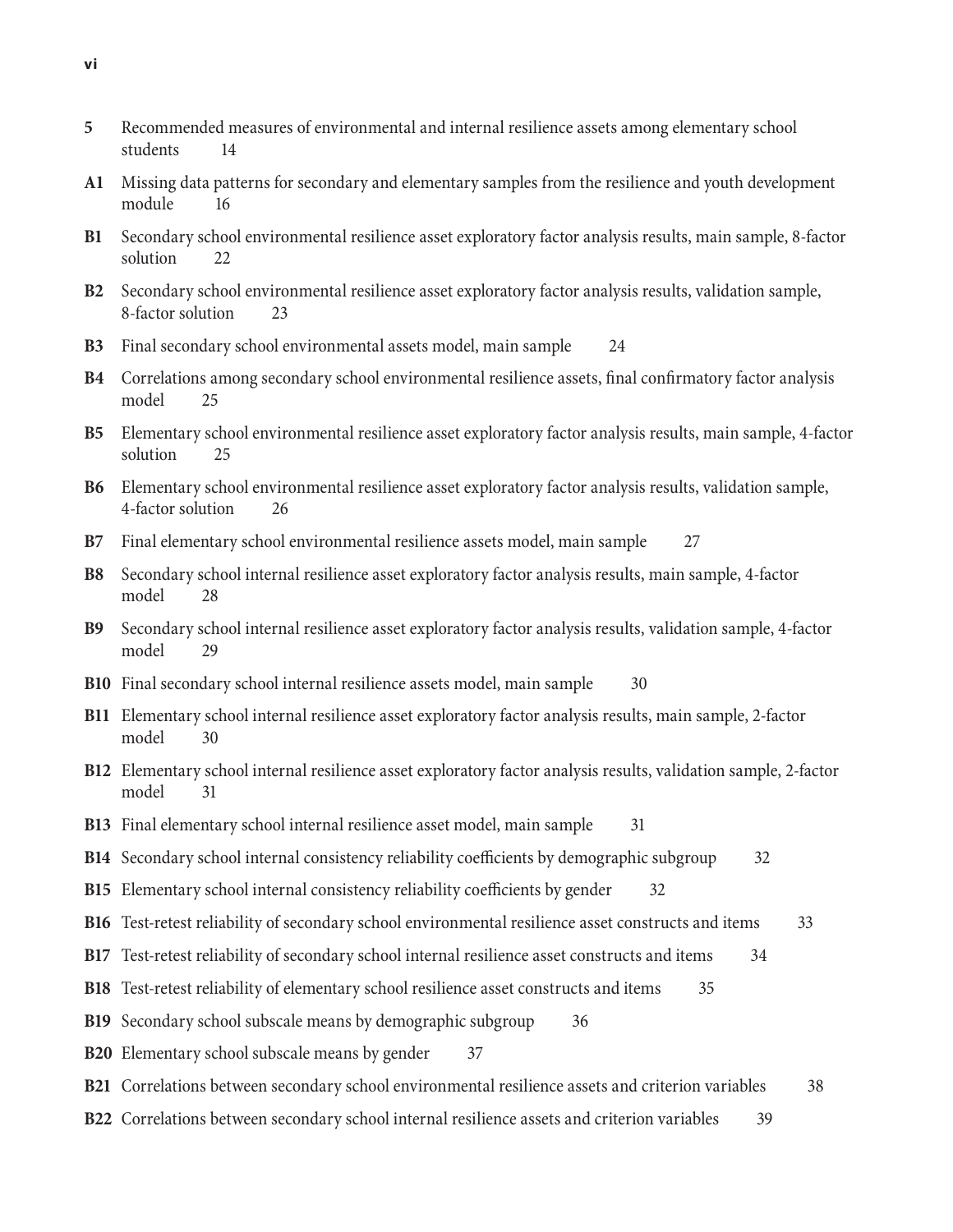**5** Recommended measures of environmental and internal resilience assets among elementary school students 14

**A1** Missing data patterns for secondary and elementary samples from the resilience and youth development module 16

**B1** Secondary school environmental resilience asset exploratory factor analysis results, main sample, 8-factor solution 22

**B2** Secondary school environmental resilience asset exploratory factor analysis results, validation sample, 8-factor solution 23

**B3** Final secondary school environmental assets model, main sample 24

**B4** Correlations among secondary school environmental resilience assets, final confirmatory factor analysis model 25

**B5** Elementary school environmental resilience asset exploratory factor analysis results, main sample, 4-factor solution 25

**B6** Elementary school environmental resilience asset exploratory factor analysis results, validation sample, 4-factor solution 26

**B7** Final elementary school environmental resilience assets model, main sample 27

**B8** Secondary school internal resilience asset exploratory factor analysis results, main sample, 4-factor model 28

**B9** Secondary school internal resilience asset exploratory factor analysis results, validation sample, 4-factor model 29

**B10** Final secondary school internal resilience assets model, main sample 30

**B11** Elementary school internal resilience asset exploratory factor analysis results, main sample, 2-factor model 30

**B12** Elementary school internal resilience asset exploratory factor analysis results, validation sample, 2-factor model 31

**B13** Final elementary school internal resilience asset model, main sample 31

**B14** Secondary school internal consistency reliability coefficients by demographic subgroup 32

**B15** Elementary school internal consistency reliability coefficients by gender 32

**B16** Test-retest reliability of secondary school environmental resilience asset constructs and items 33

**B17** Test-retest reliability of secondary school internal resilience asset constructs and items 34

**B18** Test-retest reliability of elementary school resilience asset constructs and items 35

**B19** Secondary school subscale means by demographic subgroup 36

**B20** Elementary school subscale means by gender 37

**B21** Correlations between secondary school environmental resilience assets and criterion variables 38

**B22** Correlations between secondary school internal resilience assets and criterion variables 39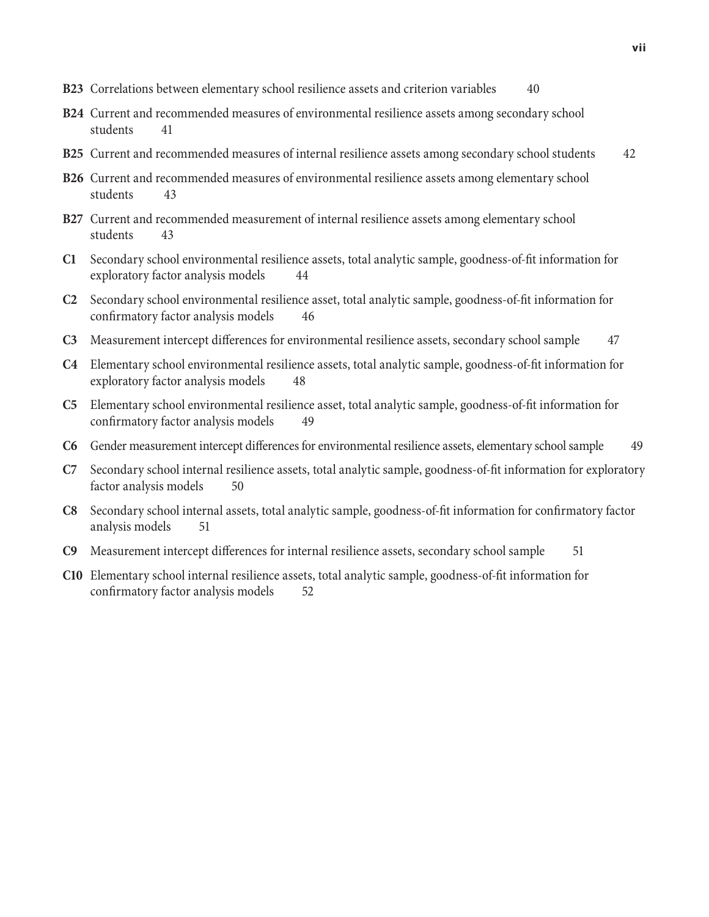**B23** Correlations between elementary school resilience assets and criterion variables 40

**B24** Current and recommended measures of environmental resilience assets among secondary school students 41

**B25** Current and recommended measures of internal resilience assets among secondary school students 42

**B26** Current and recommended measures of environmental resilience assets among elementary school students 43

**B27** Current and recommended measurement of internal resilience assets among elementary school students 43

**C1** Secondary school environmental resilience assets, total analytic sample, goodness-of-fit information for exploratory factor analysis models 44

**C2** Secondary school environmental resilience asset, total analytic sample, goodness-of-fit information for confirmatory factor analysis models 46

**C3** Measurement intercept differences for environmental resilience assets, secondary school sample 47

**C4** Elementary school environmental resilience assets, total analytic sample, goodness-of-fit information for exploratory factor analysis models 48

**C5** Elementary school environmental resilience asset, total analytic sample, goodness-of-fit information for confirmatory factor analysis models 49

**C6** Gender measurement intercept differences for environmental resilience assets, elementary school sample 49

**C7** Secondary school internal resilience assets, total analytic sample, goodness-of-fit information for exploratory factor analysis models 50

**C8** Secondary school internal assets, total analytic sample, goodness-of-fit information for confirmatory factor analysis models 51

**C9** Measurement intercept differences for internal resilience assets, secondary school sample 51

**C10** Elementary school internal resilience assets, total analytic sample, goodness-of-fit information for confirmatory factor analysis models 52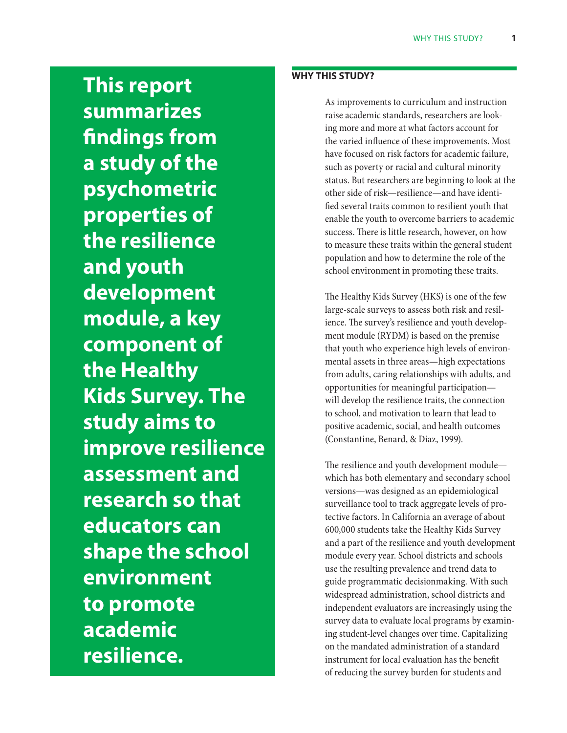**This report summarizes findings from a study of the psychometric properties of the resilience and youth development module, a key component of the Healthy Kids Survey. The study aims to improve resilience assessment and research so that educators can shape the school environment to promote academic resilience.**

## WHY THIS STUDY?

As improvements to curriculum and instruction raise academic standards, researchers are looking more and more at what factors account for the varied influence of these improvements. Most have focused on risk factors for academic failure, such as poverty or racial and cultural minority status. But researchers are beginning to look at the other side of risk—resilience—and have identified several traits common to resilient youth that enable the youth to overcome barriers to academic success. There is little research, however, on how to measure these traits within the general student population and how to determine the role of the school environment in promoting these traits.

The Healthy Kids Survey (HKS) is one of the few large-scale surveys to assess both risk and resilience. The survey's resilience and youth development module (RYDM) is based on the premise that youth who experience high levels of environmental assets in three areas—high expectations from adults, caring relationships with adults, and opportunities for meaningful participation—will develop the resilience traits, the connection to school, and motivation to learn that lead to positive academic, social, and health outcomes (Constantine, Benard, & Diaz, 1999).

The resilience and youth development module—which has both elementary and secondary school versions—was designed as an epidemiological surveillance tool to track aggregate levels of protective factors. In California an average of about 600,000 students take the Healthy Kids Survey and a part of the resilience and youth development module every year. School districts and schools use the resulting prevalence and trend data to guide programmatic decisionmaking. With such widespread administration, school districts and independent evaluators are increasingly using the survey data to evaluate local programs by examining student-level changes over time. Capitalizing on the mandated administration of a standard instrument for local evaluation has the benefit of reducing the survey burden for students and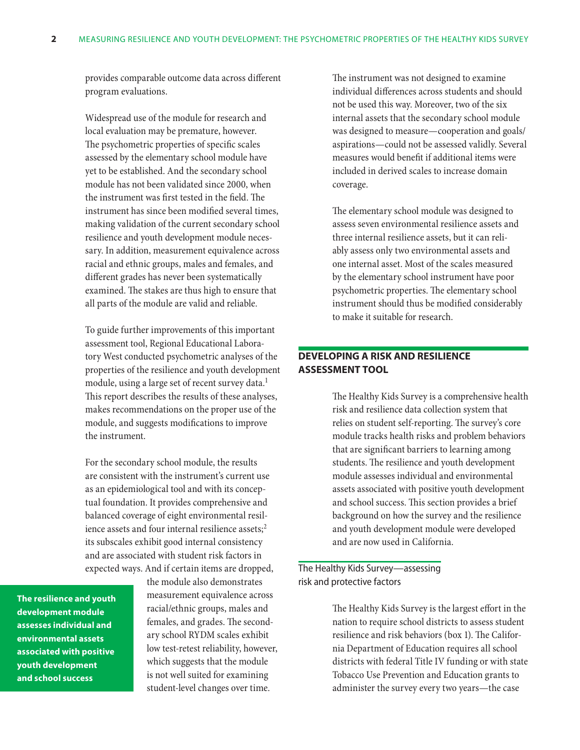provides comparable outcome data across different program evaluations.

Widespread use of the module for research and local evaluation may be premature, however. The psychometric properties of specific scales assessed by the elementary school module have yet to be established. And the secondary school module has not been validated since 2000, when the instrument was first tested in the field. The instrument has since been modified several times, making validation of the current secondary school resilience and youth development module necessary. In addition, measurement equivalence across racial and ethnic groups, males and females, and different grades has never been systematically examined. The stakes are thus high to ensure that all parts of the module are valid and reliable.

To guide further improvements of this important assessment tool, Regional Educational Laboratory West conducted psychometric analyses of the properties of the resilience and youth development module, using a large set of recent survey data.[1] This report describes the results of these analyses, makes recommendations on the proper use of the module, and suggests modifications to improve the instrument.

For the secondary school module, the results are consistent with the instrument's current use as an epidemiological tool and with its conceptual foundation. It provides comprehensive and balanced coverage of eight environmental resilience assets and four internal resilience assets;[2] its subscales exhibit good internal consistency and are associated with student risk factors in expected ways. And if certain items are dropped, the module also demonstrates measurement equivalence across racial/ethnic groups, males and females, and grades. The secondary school RYDM scales exhibit low test-retest reliability, however, which suggests that the module is not well suited for examining student-level changes over time.

**The resilience and youth development module assesses individual and environmental assets associated with positive youth development and school success**

The instrument was not designed to examine individual differences across students and should not be used this way. Moreover, two of the six internal assets that the secondary school module was designed to measure—cooperation and goals/aspirations—could not be assessed validly. Several measures would benefit if additional items were included in derived scales to increase domain coverage.

The elementary school module was designed to assess seven environmental resilience assets and three internal resilience assets, but it can reliably assess only two environmental assets and one internal asset. Most of the scales measured by the elementary school instrument have poor psychometric properties. The elementary school instrument should thus be modified considerably to make it suitable for research.

## DEVELOPING A RISK AND RESILIENCE ASSESSMENT TOOL

The Healthy Kids Survey is a comprehensive health risk and resilience data collection system that relies on student self-reporting. The survey's core module tracks health risks and problem behaviors that are significant barriers to learning among students. The resilience and youth development module assesses individual and environmental assets associated with positive youth development and school success. This section provides a brief background on how the survey and the resilience and youth development module were developed and are now used in California.

### The Healthy Kids Survey—assessing risk and protective factors

The Healthy Kids Survey is the largest effort in the nation to require school districts to assess student resilience and risk behaviors (box 1). The California Department of Education requires all school districts with federal Title IV funding or with state Tobacco Use Prevention and Education grants to administer the survey every two years—the case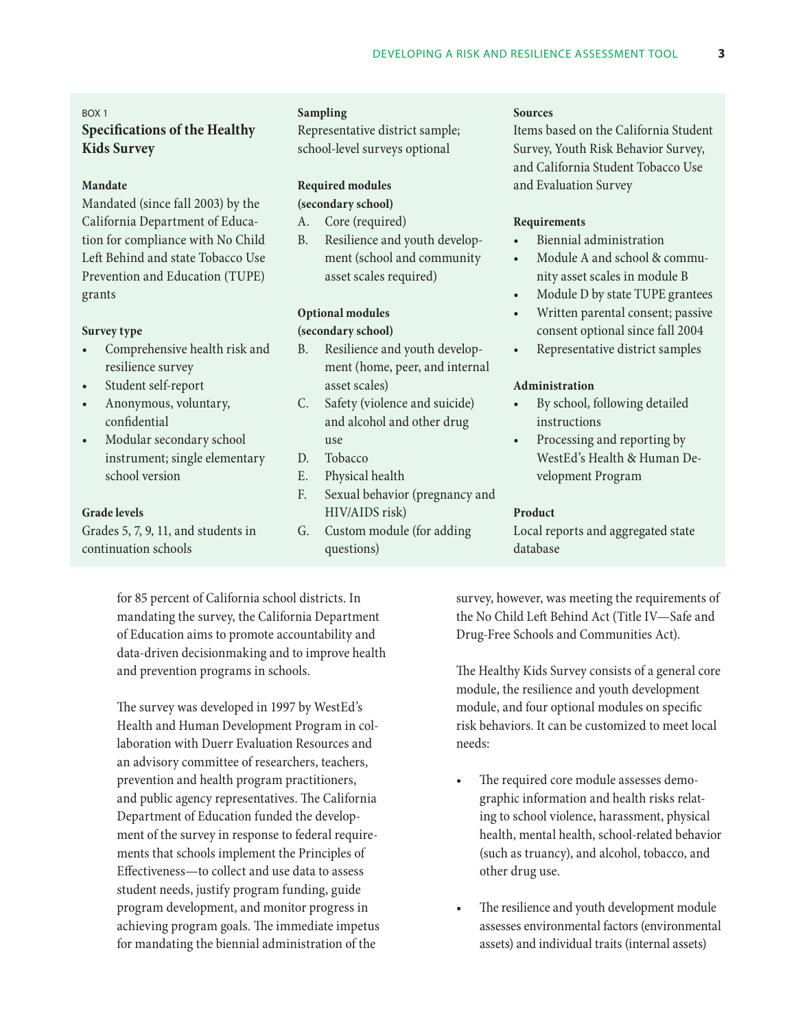BOX 1

### Specifications of the Healthy Kids Survey

**Mandate**

Mandated (since fall 2003) by the California Department of Education for compliance with No Child Left Behind and state Tobacco Use Prevention and Education (TUPE) grants

**Survey type**

- Comprehensive health risk and resilience survey
- Student self-report
- Anonymous, voluntary, confidential
- Modular secondary school instrument; single elementary school version

**Grade levels**

Grades 5, 7, 9, 11, and students in continuation schools

**Sampling**

Representative district sample; school-level surveys optional

**Required modules (secondary school)**

A. Core (required)
B. Resilience and youth development (school and community asset scales required)

**Optional modules (secondary school)**

B. Resilience and youth development (home, peer, and internal asset scales)
C. Safety (violence and suicide) and alcohol and other drug use
D. Tobacco
E. Physical health
F. Sexual behavior (pregnancy and HIV/AIDS risk)
G. Custom module (for adding questions)

**Sources**

Items based on the California Student Survey, Youth Risk Behavior Survey, and California Student Tobacco Use and Evaluation Survey

**Requirements**

- Biennial administration
- Module A and school & community asset scales in module B
- Module D by state TUPE grantees
- Written parental consent; passive consent optional since fall 2004
- Representative district samples

**Administration**

- By school, following detailed instructions
- Processing and reporting by WestEd's Health & Human Development Program

**Product**

Local reports and aggregated state database

---

for 85 percent of California school districts. In mandating the survey, the California Department of Education aims to promote accountability and data-driven decisionmaking and to improve health and prevention programs in schools.

The survey was developed in 1997 by WestEd's Health and Human Development Program in collaboration with Duerr Evaluation Resources and an advisory committee of researchers, teachers, prevention and health program practitioners, and public agency representatives. The California Department of Education funded the development of the survey in response to federal requirements that schools implement the Principles of Effectiveness—to collect and use data to assess student needs, justify program funding, guide program development, and monitor progress in achieving program goals. The immediate impetus for mandating the biennial administration of the survey, however, was meeting the requirements of the No Child Left Behind Act (Title IV—Safe and Drug-Free Schools and Communities Act).

The Healthy Kids Survey consists of a general core module, the resilience and youth development module, and four optional modules on specific risk behaviors. It can be customized to meet local needs:

- The required core module assesses demographic information and health risks relating to school violence, harassment, physical health, mental health, school-related behavior (such as truancy), and alcohol, tobacco, and other drug use.
- The resilience and youth development module assesses environmental factors (environmental assets) and individual traits (internal assets)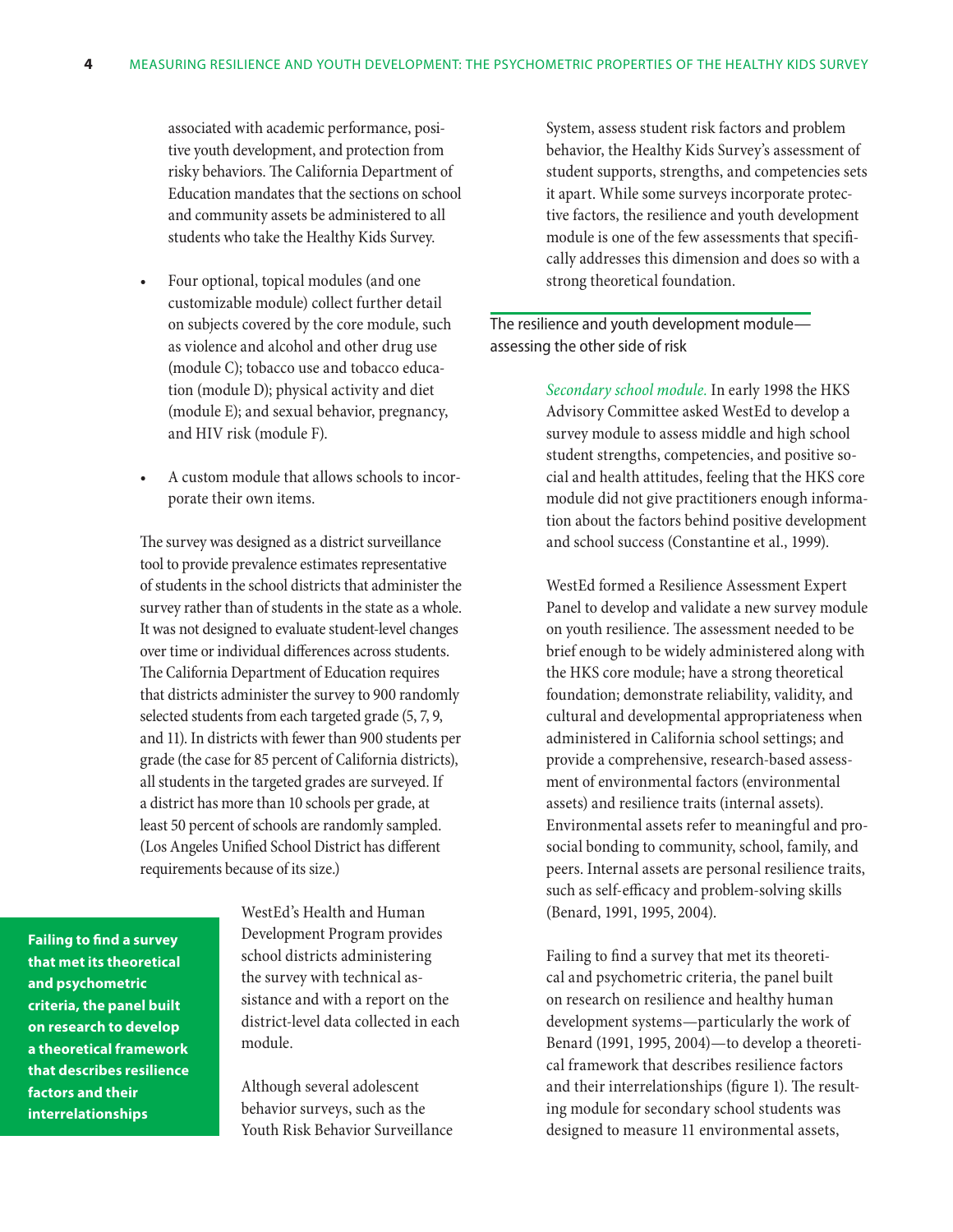associated with academic performance, positive youth development, and protection from risky behaviors. The California Department of Education mandates that the sections on school and community assets be administered to all students who take the Healthy Kids Survey.

- Four optional, topical modules (and one customizable module) collect further detail on subjects covered by the core module, such as violence and alcohol and other drug use (module C); tobacco use and tobacco education (module D); physical activity and diet (module E); and sexual behavior, pregnancy, and HIV risk (module F).
- A custom module that allows schools to incorporate their own items.

The survey was designed as a district surveillance tool to provide prevalence estimates representative of students in the school districts that administer the survey rather than of students in the state as a whole. It was not designed to evaluate student-level changes over time or individual differences across students. The California Department of Education requires that districts administer the survey to 900 randomly selected students from each targeted grade (5, 7, 9, and 11). In districts with fewer than 900 students per grade (the case for 85 percent of California districts), all students in the targeted grades are surveyed. If a district has more than 10 schools per grade, at least 50 percent of schools are randomly sampled. (Los Angeles Unified School District has different requirements because of its size.)

**Failing to find a survey that met its theoretical and psychometric criteria, the panel built on research to develop a theoretical framework that describes resilience factors and their interrelationships**

WestEd's Health and Human Development Program provides school districts administering the survey with technical assistance and with a report on the district-level data collected in each module.

Although several adolescent behavior surveys, such as the Youth Risk Behavior Surveillance System, assess student risk factors and problem behavior, the Healthy Kids Survey's assessment of student supports, strengths, and competencies sets it apart. While some surveys incorporate protective factors, the resilience and youth development module is one of the few assessments that specifically addresses this dimension and does so with a strong theoretical foundation.

## The resilience and youth development module—assessing the other side of risk

*Secondary school module.* In early 1998 the HKS Advisory Committee asked WestEd to develop a survey module to assess middle and high school student strengths, competencies, and positive social and health attitudes, feeling that the HKS core module did not give practitioners enough information about the factors behind positive development and school success (Constantine et al., 1999).

WestEd formed a Resilience Assessment Expert Panel to develop and validate a new survey module on youth resilience. The assessment needed to be brief enough to be widely administered along with the HKS core module; have a strong theoretical foundation; demonstrate reliability, validity, and cultural and developmental appropriateness when administered in California school settings; and provide a comprehensive, research-based assessment of environmental factors (environmental assets) and resilience traits (internal assets). Environmental assets refer to meaningful and prosocial bonding to community, school, family, and peers. Internal assets are personal resilience traits, such as self-efficacy and problem-solving skills (Benard, 1991, 1995, 2004).

Failing to find a survey that met its theoretical and psychometric criteria, the panel built on research on resilience and healthy human development systems—particularly the work of Benard (1991, 1995, 2004)—to develop a theoretical framework that describes resilience factors and their interrelationships (figure 1). The resulting module for secondary school students was designed to measure 11 environmental assets,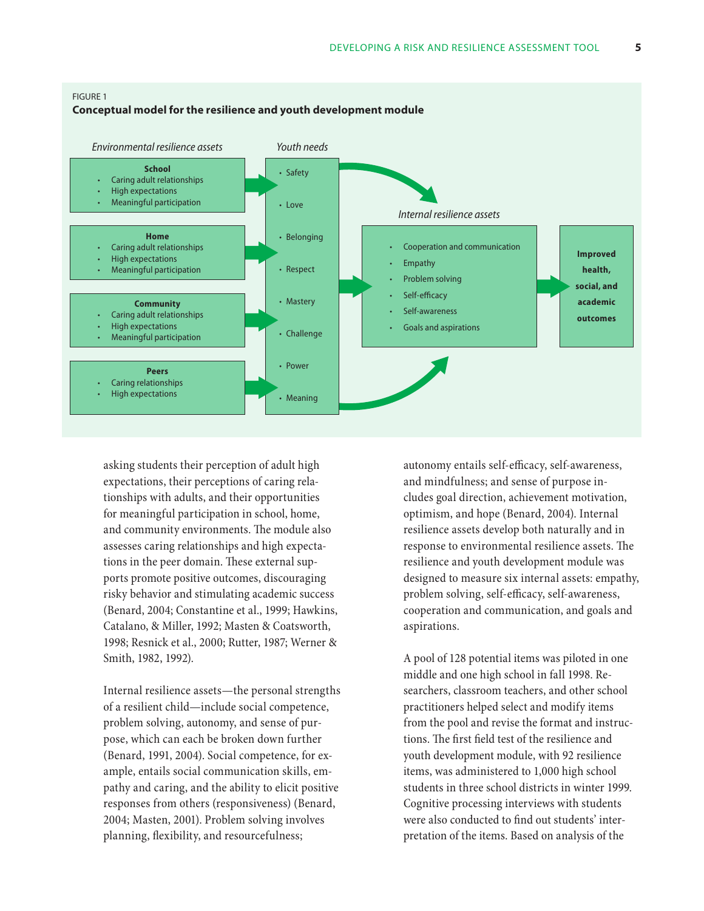FIGURE 1

**Conceptual model for the resilience and youth development module**

*Environmental resilience assets*

**School**
- Caring adult relationships
- High expectations
- Meaningful participation

**Home**
- Caring adult relationships
- High expectations
- Meaningful participation

**Community**
- Caring adult relationships
- High expectations
- Meaningful participation

**Peers**
- Caring relationships
- High expectations

*Youth needs*

- Safety
- Love
- Belonging
- Respect
- Mastery
- Challenge
- Power
- Meaning

*Internal resilience assets*

- Cooperation and communication
- Empathy
- Problem solving
- Self-efficacy
- Self-awareness
- Goals and aspirations

**Improved health, social, and academic outcomes**

asking students their perception of adult high expectations, their perceptions of caring relationships with adults, and their opportunities for meaningful participation in school, home, and community environments. The module also assesses caring relationships and high expectations in the peer domain. These external supports promote positive outcomes, discouraging risky behavior and stimulating academic success (Benard, 2004; Constantine et al., 1999; Hawkins, Catalano, & Miller, 1992; Masten & Coatsworth, 1998; Resnick et al., 2000; Rutter, 1987; Werner & Smith, 1982, 1992).

Internal resilience assets—the personal strengths of a resilient child—include social competence, problem solving, autonomy, and sense of purpose, which can each be broken down further (Benard, 1991, 2004). Social competence, for example, entails social communication skills, empathy and caring, and the ability to elicit positive responses from others (responsiveness) (Benard, 2004; Masten, 2001). Problem solving involves planning, flexibility, and resourcefulness; autonomy entails self-efficacy, self-awareness, and mindfulness; and sense of purpose includes goal direction, achievement motivation, optimism, and hope (Benard, 2004). Internal resilience assets develop both naturally and in response to environmental resilience assets. The resilience and youth development module was designed to measure six internal assets: empathy, problem solving, self-efficacy, self-awareness, cooperation and communication, and goals and aspirations.

A pool of 128 potential items was piloted in one middle and one high school in fall 1998. Researchers, classroom teachers, and other school practitioners helped select and modify items from the pool and revise the format and instructions. The first field test of the resilience and youth development module, with 92 resilience items, was administered to 1,000 high school students in three school districts in winter 1999. Cognitive processing interviews with students were also conducted to find out students' interpretation of the items. Based on analysis of the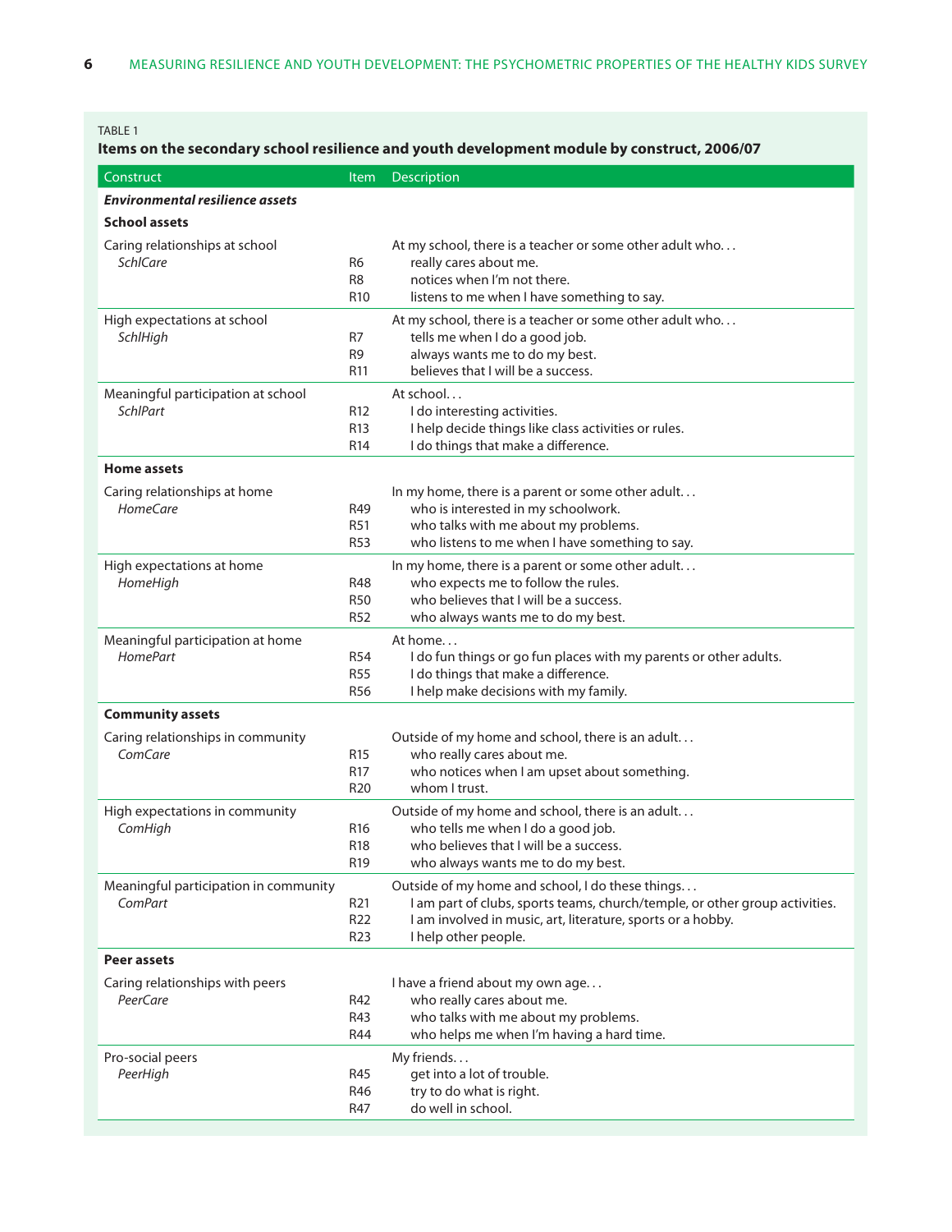TABLE 1

**Items on the secondary school resilience and youth development module by construct, 2006/07**

| Construct | Item | Description |
|---|---|---|
| ***Environmental resilience assets*** | | |
| **School assets** | | |
| Caring relationships at school | | At my school, there is a teacher or some other adult who. . . |
| *SchlCare* | R6 | really cares about me. |
| | R8 | notices when I'm not there. |
| | R10 | listens to me when I have something to say. |
| High expectations at school | | At my school, there is a teacher or some other adult who. . . |
| *SchlHigh* | R7 | tells me when I do a good job. |
| | R9 | always wants me to do my best. |
| | R11 | believes that I will be a success. |
| Meaningful participation at school | | At school. . . |
| *SchlPart* | R12 | I do interesting activities. |
| | R13 | I help decide things like class activities or rules. |
| | R14 | I do things that make a difference. |
| **Home assets** | | |
| Caring relationships at home | | In my home, there is a parent or some other adult. . . |
| *HomeCare* | R49 | who is interested in my schoolwork. |
| | R51 | who talks with me about my problems. |
| | R53 | who listens to me when I have something to say. |
| High expectations at home | | In my home, there is a parent or some other adult. . . |
| *HomeHigh* | R48 | who expects me to follow the rules. |
| | R50 | who believes that I will be a success. |
| | R52 | who always wants me to do my best. |
| Meaningful participation at home | | At home. . . |
| *HomePart* | R54 | I do fun things or go fun places with my parents or other adults. |
| | R55 | I do things that make a difference. |
| | R56 | I help make decisions with my family. |
| **Community assets** | | |
| Caring relationships in community | | Outside of my home and school, there is an adult. . . |
| *ComCare* | R15 | who really cares about me. |
| | R17 | who notices when I am upset about something. |
| | R20 | whom I trust. |
| High expectations in community | | Outside of my home and school, there is an adult. . . |
| *ComHigh* | R16 | who tells me when I do a good job. |
| | R18 | who believes that I will be a success. |
| | R19 | who always wants me to do my best. |
| Meaningful participation in community | | Outside of my home and school, I do these things. . . |
| *ComPart* | R21 | I am part of clubs, sports teams, church/temple, or other group activities. |
| | R22 | I am involved in music, art, literature, sports or a hobby. |
| | R23 | I help other people. |
| **Peer assets** | | |
| Caring relationships with peers | | I have a friend about my own age. . . |
| *PeerCare* | R42 | who really cares about me. |
| | R43 | who talks with me about my problems. |
| | R44 | who helps me when I'm having a hard time. |
| Pro-social peers | | My friends. . . |
| *PeerHigh* | R45 | get into a lot of trouble. |
| | R46 | try to do what is right. |
| | R47 | do well in school. |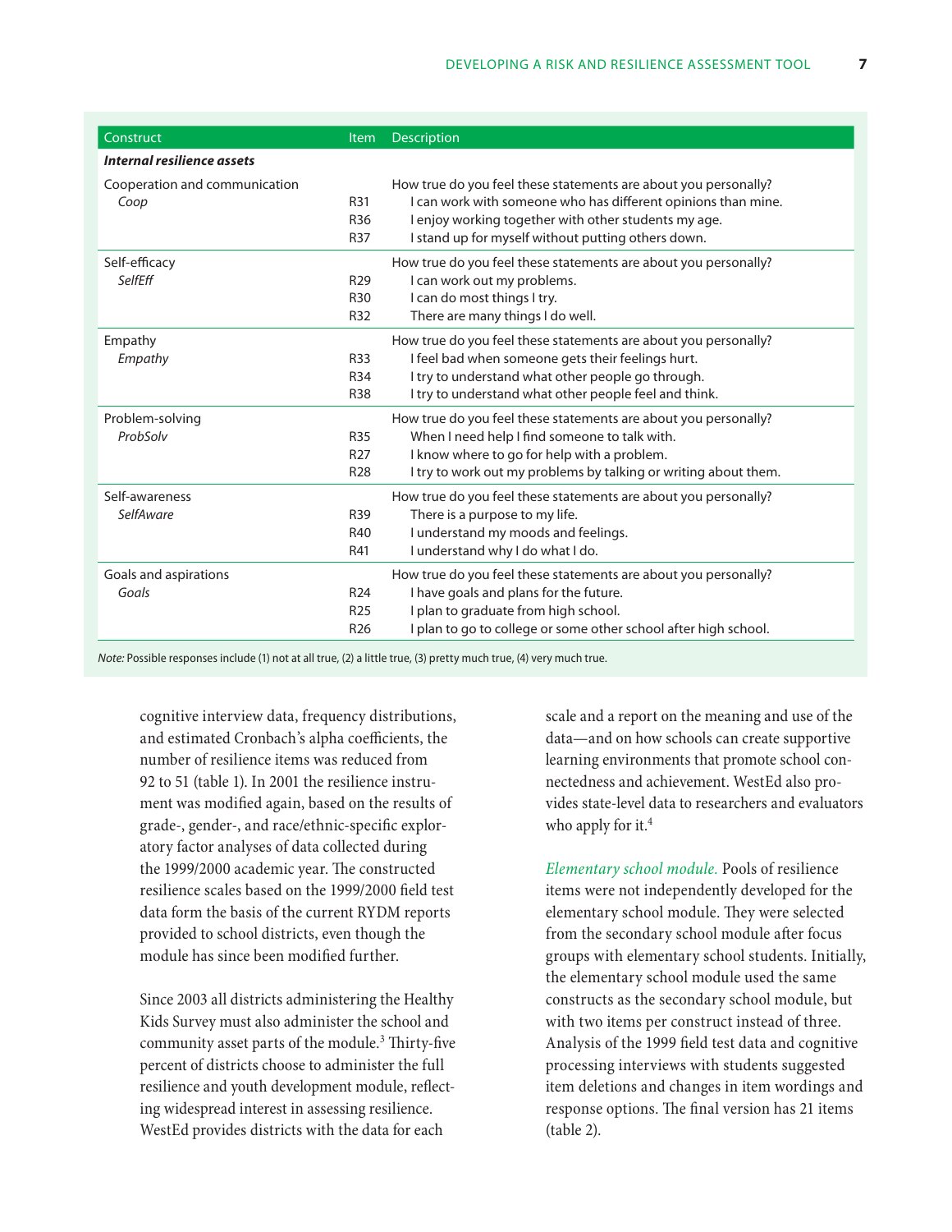| Construct | Item | Description |
|---|---|---|
| ***Internal resilience assets*** | | |
| Cooperation and communication | | How true do you feel these statements are about you personally? |
| *Coop* | R31 | I can work with someone who has different opinions than mine. |
| | R36 | I enjoy working together with other students my age. |
| | R37 | I stand up for myself without putting others down. |
| Self-efficacy | | How true do you feel these statements are about you personally? |
| *SelfEff* | R29 | I can work out my problems. |
| | R30 | I can do most things I try. |
| | R32 | There are many things I do well. |
| Empathy | | How true do you feel these statements are about you personally? |
| *Empathy* | R33 | I feel bad when someone gets their feelings hurt. |
| | R34 | I try to understand what other people go through. |
| | R38 | I try to understand what other people feel and think. |
| Problem-solving | | How true do you feel these statements are about you personally? |
| *ProbSolv* | R35 | When I need help I find someone to talk with. |
| | R27 | I know where to go for help with a problem. |
| | R28 | I try to work out my problems by talking or writing about them. |
| Self-awareness | | How true do you feel these statements are about you personally? |
| *SelfAware* | R39 | There is a purpose to my life. |
| | R40 | I understand my moods and feelings. |
| | R41 | I understand why I do what I do. |
| Goals and aspirations | | How true do you feel these statements are about you personally? |
| *Goals* | R24 | I have goals and plans for the future. |
| | R25 | I plan to graduate from high school. |
| | R26 | I plan to go to college or some other school after high school. |

*Note:* Possible responses include (1) not at all true, (2) a little true, (3) pretty much true, (4) very much true.

cognitive interview data, frequency distributions, and estimated Cronbach's alpha coefficients, the number of resilience items was reduced from 92 to 51 (table 1). In 2001 the resilience instrument was modified again, based on the results of grade-, gender-, and race/ethnic-specific exploratory factor analyses of data collected during the 1999/2000 academic year. The constructed resilience scales based on the 1999/2000 field test data form the basis of the current RYDM reports provided to school districts, even though the module has since been modified further.

Since 2003 all districts administering the Healthy Kids Survey must also administer the school and community asset parts of the module.[3] Thirty-five percent of districts choose to administer the full resilience and youth development module, reflecting widespread interest in assessing resilience. WestEd provides districts with the data for each scale and a report on the meaning and use of the data—and on how schools can create supportive learning environments that promote school connectedness and achievement. WestEd also provides state-level data to researchers and evaluators who apply for it.[4]

*Elementary school module.* Pools of resilience items were not independently developed for the elementary school module. They were selected from the secondary school module after focus groups with elementary school students. Initially, the elementary school module used the same constructs as the secondary school module, but with two items per construct instead of three. Analysis of the 1999 field test data and cognitive processing interviews with students suggested item deletions and changes in item wordings and response options. The final version has 21 items (table 2).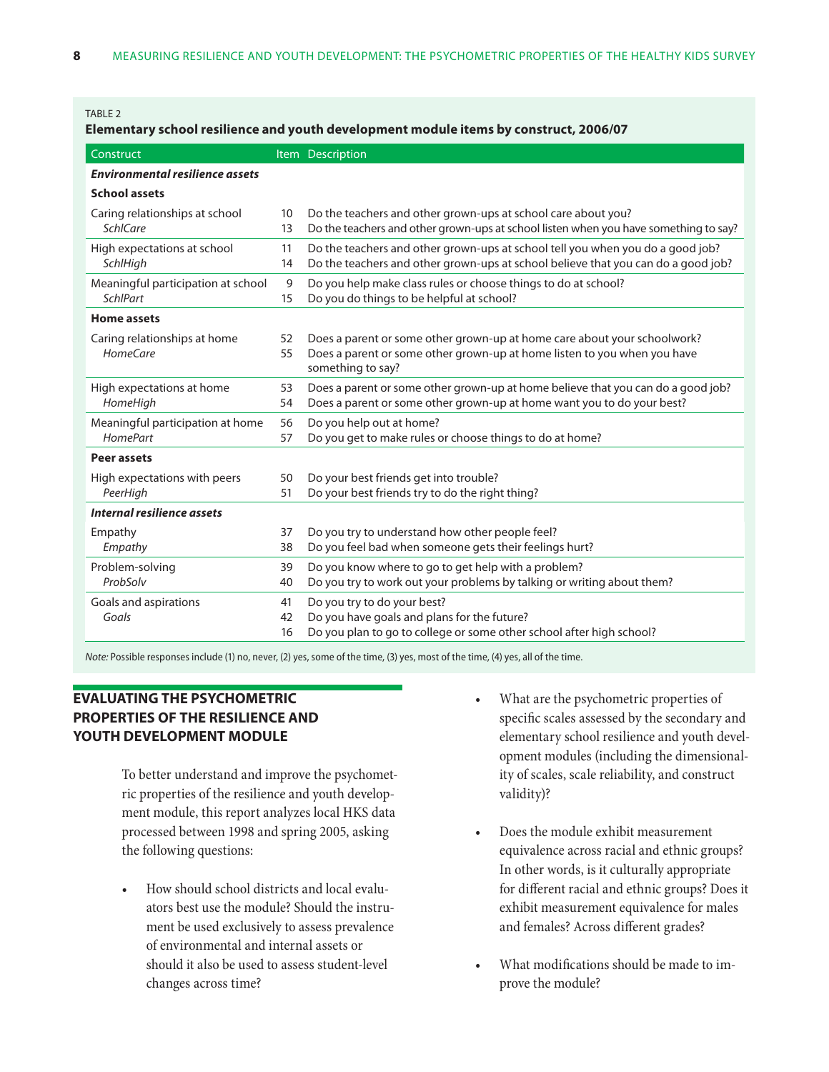TABLE 2

**Elementary school resilience and youth development module items by construct, 2006/07**

| Construct | Item | Description |
|---|---|---|
| ***Environmental resilience assets*** | | |
| **School assets** | | |
| Caring relationships at school *SchlCare* | 10 | Do the teachers and other grown-ups at school care about you? |
| | 13 | Do the teachers and other grown-ups at school listen when you have something to say? |
| High expectations at school *SchlHigh* | 11 | Do the teachers and other grown-ups at school tell you when you do a good job? |
| | 14 | Do the teachers and other grown-ups at school believe that you can do a good job? |
| Meaningful participation at school *SchlPart* | 9 | Do you help make class rules or choose things to do at school? |
| | 15 | Do you do things to be helpful at school? |
| **Home assets** | | |
| Caring relationships at home *HomeCare* | 52 | Does a parent or some other grown-up at home care about your schoolwork? |
| | 55 | Does a parent or some other grown-up at home listen to you when you have something to say? |
| High expectations at home *HomeHigh* | 53 | Does a parent or some other grown-up at home believe that you can do a good job? |
| | 54 | Does a parent or some other grown-up at home want you to do your best? |
| Meaningful participation at home *HomePart* | 56 | Do you help out at home? |
| | 57 | Do you get to make rules or choose things to do at home? |
| **Peer assets** | | |
| High expectations with peers *PeerHigh* | 50 | Do your best friends get into trouble? |
| | 51 | Do your best friends try to do the right thing? |
| ***Internal resilience assets*** | | |
| Empathy *Empathy* | 37 | Do you try to understand how other people feel? |
| | 38 | Do you feel bad when someone gets their feelings hurt? |
| Problem-solving *ProbSolv* | 39 | Do you know where to go to get help with a problem? |
| | 40 | Do you try to work out your problems by talking or writing about them? |
| Goals and aspirations *Goals* | 41 | Do you try to do your best? |
| | 42 | Do you have goals and plans for the future? |
| | 16 | Do you plan to go to college or some other school after high school? |

*Note:* Possible responses include (1) no, never, (2) yes, some of the time, (3) yes, most of the time, (4) yes, all of the time.

## EVALUATING THE PSYCHOMETRIC PROPERTIES OF THE RESILIENCE AND YOUTH DEVELOPMENT MODULE

To better understand and improve the psychometric properties of the resilience and youth development module, this report analyzes local HKS data processed between 1998 and spring 2005, asking the following questions:

- How should school districts and local evaluators best use the module? Should the instrument be used exclusively to assess prevalence of environmental and internal assets or should it also be used to assess student-level changes across time?
- What are the psychometric properties of specific scales assessed by the secondary and elementary school resilience and youth development modules (including the dimensionality of scales, scale reliability, and construct validity)?
- Does the module exhibit measurement equivalence across racial and ethnic groups? In other words, is it culturally appropriate for different racial and ethnic groups? Does it exhibit measurement equivalence for males and females? Across different grades?
- What modifications should be made to improve the module?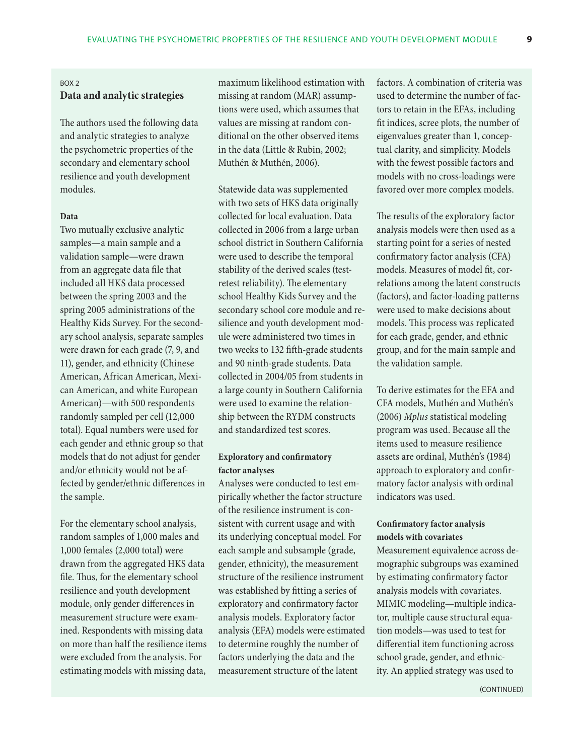BOX 2

## Data and analytic strategies

The authors used the following data and analytic strategies to analyze the psychometric properties of the secondary and elementary school resilience and youth development modules.

**Data**

Two mutually exclusive analytic samples—a main sample and a validation sample—were drawn from an aggregate data file that included all HKS data processed between the spring 2003 and the spring 2005 administrations of the Healthy Kids Survey. For the secondary school analysis, separate samples were drawn for each grade (7, 9, and 11), gender, and ethnicity (Chinese American, African American, Mexican American, and white European American)—with 500 respondents randomly sampled per cell (12,000 total). Equal numbers were used for each gender and ethnic group so that models that do not adjust for gender and/or ethnicity would not be affected by gender/ethnic differences in the sample.

For the elementary school analysis, random samples of 1,000 males and 1,000 females (2,000 total) were drawn from the aggregated HKS data file. Thus, for the elementary school resilience and youth development module, only gender differences in measurement structure were examined. Respondents with missing data on more than half the resilience items were excluded from the analysis. For estimating models with missing data, maximum likelihood estimation with missing at random (MAR) assumptions were used, which assumes that values are missing at random conditional on the other observed items in the data (Little & Rubin, 2002; Muthén & Muthén, 2006).

Statewide data was supplemented with two sets of HKS data originally collected for local evaluation. Data collected in 2006 from a large urban school district in Southern California were used to describe the temporal stability of the derived scales (test-retest reliability). The elementary school Healthy Kids Survey and the secondary school core module and resilience and youth development module were administered two times in two weeks to 132 fifth-grade students and 90 ninth-grade students. Data collected in 2004/05 from students in a large county in Southern California were used to examine the relationship between the RYDM constructs and standardized test scores.

**Exploratory and confirmatory factor analyses**

Analyses were conducted to test empirically whether the factor structure of the resilience instrument is consistent with current usage and with its underlying conceptual model. For each sample and subsample (grade, gender, ethnicity), the measurement structure of the resilience instrument was established by fitting a series of exploratory and confirmatory factor analysis models. Exploratory factor analysis (EFA) models were estimated to determine roughly the number of factors underlying the data and the measurement structure of the latent factors. A combination of criteria was used to determine the number of factors to retain in the EFAs, including fit indices, scree plots, the number of eigenvalues greater than 1, conceptual clarity, and simplicity. Models with the fewest possible factors and models with no cross-loadings were favored over more complex models.

The results of the exploratory factor analysis models were then used as a starting point for a series of nested confirmatory factor analysis (CFA) models. Measures of model fit, correlations among the latent constructs (factors), and factor-loading patterns were used to make decisions about models. This process was replicated for each grade, gender, and ethnic group, and for the main sample and the validation sample.

To derive estimates for the EFA and CFA models, Muthén and Muthén's (2006) *Mplus* statistical modeling program was used. Because all the items used to measure resilience assets are ordinal, Muthén's (1984) approach to exploratory and confirmatory factor analysis with ordinal indicators was used.

**Confirmatory factor analysis models with covariates**

Measurement equivalence across demographic subgroups was examined by estimating confirmatory factor analysis models with covariates. MIMIC modeling—multiple indicator, multiple cause structural equation models—was used to test for differential item functioning across school grade, gender, and ethnicity. An applied strategy was used to

(CONTINUED)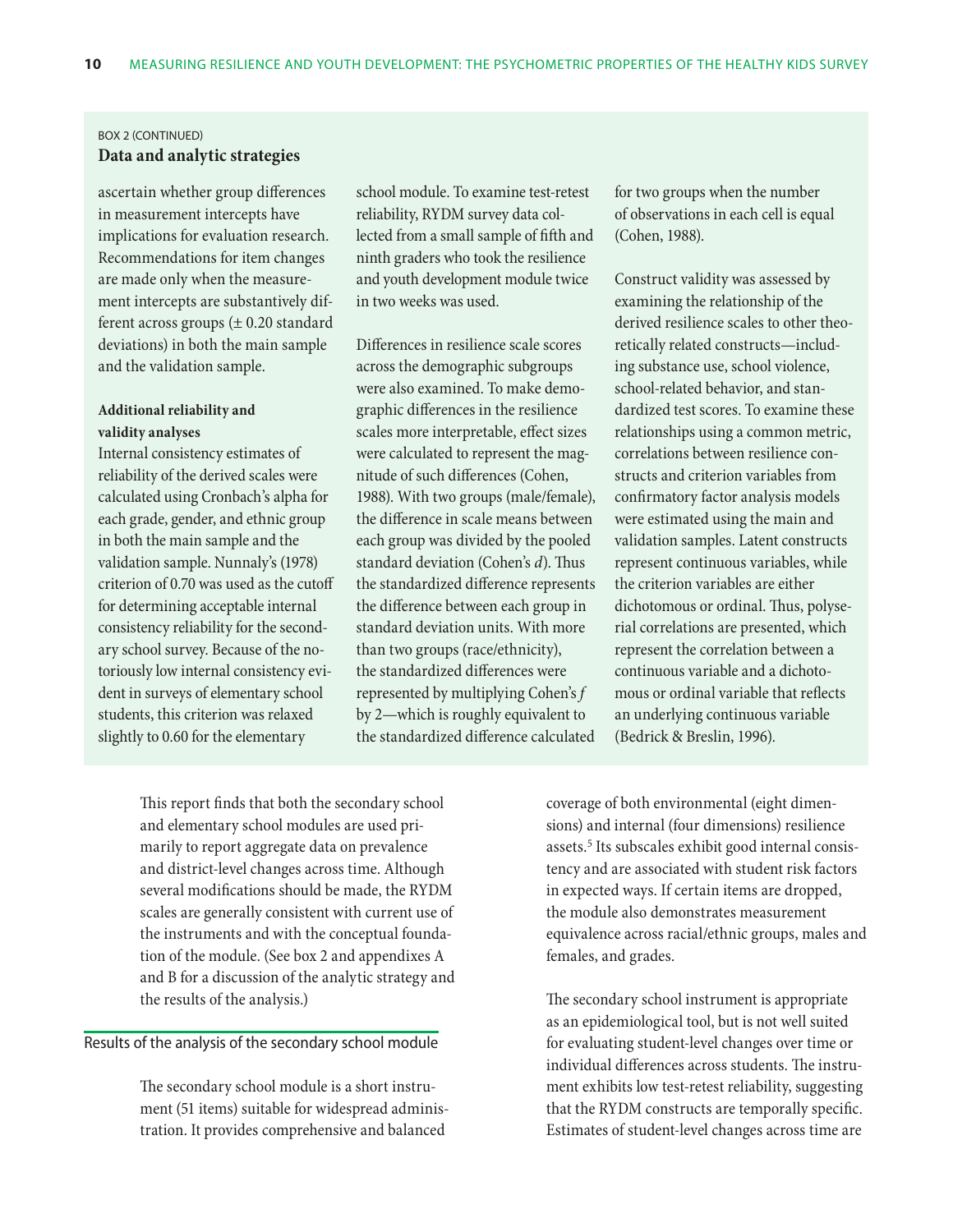BOX 2 (CONTINUED)

**Data and analytic strategies**

ascertain whether group differences in measurement intercepts have implications for evaluation research. Recommendations for item changes are made only when the measurement intercepts are substantively different across groups (± 0.20 standard deviations) in both the main sample and the validation sample.

**Additional reliability and validity analyses**

Internal consistency estimates of reliability of the derived scales were calculated using Cronbach's alpha for each grade, gender, and ethnic group in both the main sample and the validation sample. Nunnaly's (1978) criterion of 0.70 was used as the cutoff for determining acceptable internal consistency reliability for the secondary school survey. Because of the notoriously low internal consistency evident in surveys of elementary school students, this criterion was relaxed slightly to 0.60 for the elementary school module. To examine test-retest reliability, RYDM survey data collected from a small sample of fifth and ninth graders who took the resilience and youth development module twice in two weeks was used.

Differences in resilience scale scores across the demographic subgroups were also examined. To make demographic differences in the resilience scales more interpretable, effect sizes were calculated to represent the magnitude of such differences (Cohen, 1988). With two groups (male/female), the difference in scale means between each group was divided by the pooled standard deviation (Cohen's *d*). Thus the standardized difference represents the difference between each group in standard deviation units. With more than two groups (race/ethnicity), the standardized differences were represented by multiplying Cohen's *f* by 2—which is roughly equivalent to the standardized difference calculated for two groups when the number of observations in each cell is equal (Cohen, 1988).

Construct validity was assessed by examining the relationship of the derived resilience scales to other theoretically related constructs—including substance use, school violence, school-related behavior, and standardized test scores. To examine these relationships using a common metric, correlations between resilience constructs and criterion variables from confirmatory factor analysis models were estimated using the main and validation samples. Latent constructs represent continuous variables, while the criterion variables are either dichotomous or ordinal. Thus, polyserial correlations are presented, which represent the correlation between a continuous variable and a dichotomous or ordinal variable that reflects an underlying continuous variable (Bedrick & Breslin, 1996).

---

This report finds that both the secondary school and elementary school modules are used primarily to report aggregate data on prevalence and district-level changes across time. Although several modifications should be made, the RYDM scales are generally consistent with current use of the instruments and with the conceptual foundation of the module. (See box 2 and appendixes A and B for a discussion of the analytic strategy and the results of the analysis.)

## Results of the analysis of the secondary school module

The secondary school module is a short instrument (51 items) suitable for widespread administration. It provides comprehensive and balanced coverage of both environmental (eight dimensions) and internal (four dimensions) resilience assets.[5] Its subscales exhibit good internal consistency and are associated with student risk factors in expected ways. If certain items are dropped, the module also demonstrates measurement equivalence across racial/ethnic groups, males and females, and grades.

The secondary school instrument is appropriate as an epidemiological tool, but is not well suited for evaluating student-level changes over time or individual differences across students. The instrument exhibits low test-retest reliability, suggesting that the RYDM constructs are temporally specific. Estimates of student-level changes across time are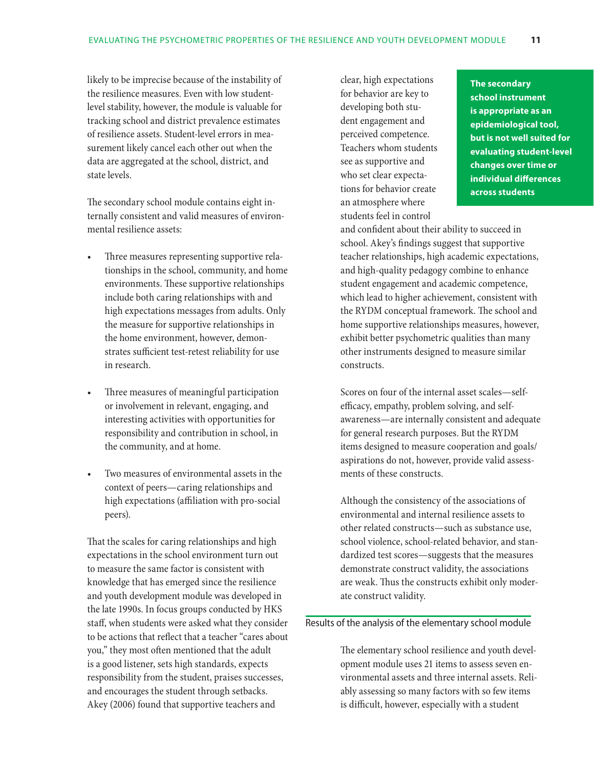likely to be imprecise because of the instability of the resilience measures. Even with low student-level stability, however, the module is valuable for tracking school and district prevalence estimates of resilience assets. Student-level errors in measurement likely cancel each other out when the data are aggregated at the school, district, and state levels.

The secondary school module contains eight internally consistent and valid measures of environmental resilience assets:

- Three measures representing supportive relationships in the school, community, and home environments. These supportive relationships include both caring relationships with and high expectations messages from adults. Only the measure for supportive relationships in the home environment, however, demonstrates sufficient test-retest reliability for use in research.
- Three measures of meaningful participation or involvement in relevant, engaging, and interesting activities with opportunities for responsibility and contribution in school, in the community, and at home.
- Two measures of environmental assets in the context of peers—caring relationships and high expectations (affiliation with pro-social peers).

That the scales for caring relationships and high expectations in the school environment turn out to measure the same factor is consistent with knowledge that has emerged since the resilience and youth development module was developed in the late 1990s. In focus groups conducted by HKS staff, when students were asked what they consider to be actions that reflect that a teacher "cares about you," they most often mentioned that the adult is a good listener, sets high standards, expects responsibility from the student, praises successes, and encourages the student through setbacks. Akey (2006) found that supportive teachers and clear, high expectations for behavior are key to developing both student engagement and perceived competence. Teachers whom students see as supportive and who set clear expectations for behavior create an atmosphere where students feel in control and confident about their ability to succeed in school. Akey's findings suggest that supportive teacher relationships, high academic expectations, and high-quality pedagogy combine to enhance student engagement and academic competence, which lead to higher achievement, consistent with the RYDM conceptual framework. The school and home supportive relationships measures, however, exhibit better psychometric qualities than many other instruments designed to measure similar constructs.

**The secondary school instrument is appropriate as an epidemiological tool, but is not well suited for evaluating student-level changes over time or individual differences across students**

Scores on four of the internal asset scales—self-efficacy, empathy, problem solving, and self-awareness—are internally consistent and adequate for general research purposes. But the RYDM items designed to measure cooperation and goals/aspirations do not, however, provide valid assessments of these constructs.

Although the consistency of the associations of environmental and internal resilience assets to other related constructs—such as substance use, school violence, school-related behavior, and standardized test scores—suggests that the measures demonstrate construct validity, the associations are weak. Thus the constructs exhibit only moderate construct validity.

## Results of the analysis of the elementary school module

The elementary school resilience and youth development module uses 21 items to assess seven environmental assets and three internal assets. Reliably assessing so many factors with so few items is difficult, however, especially with a student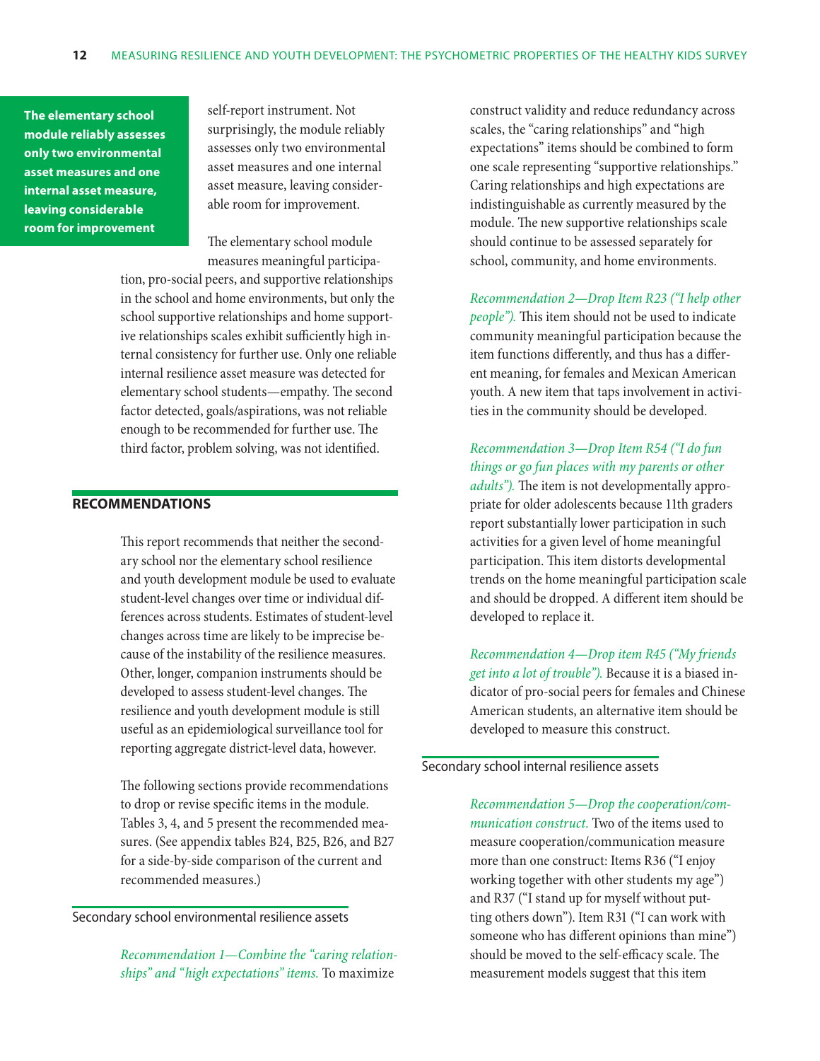**The elementary school module reliably assesses only two environmental asset measures and one internal asset measure, leaving considerable room for improvement**

self-report instrument. Not surprisingly, the module reliably assesses only two environmental asset measures and one internal asset measure, leaving considerable room for improvement.

The elementary school module measures meaningful participation, pro-social peers, and supportive relationships in the school and home environments, but only the school supportive relationships and home supportive relationships scales exhibit sufficiently high internal consistency for further use. Only one reliable internal resilience asset measure was detected for elementary school students—empathy. The second factor detected, goals/aspirations, was not reliable enough to be recommended for further use. The third factor, problem solving, was not identified.

## RECOMMENDATIONS

This report recommends that neither the secondary school nor the elementary school resilience and youth development module be used to evaluate student-level changes over time or individual differences across students. Estimates of student-level changes across time are likely to be imprecise because of the instability of the resilience measures. Other, longer, companion instruments should be developed to assess student-level changes. The resilience and youth development module is still useful as an epidemiological surveillance tool for reporting aggregate district-level data, however.

The following sections provide recommendations to drop or revise specific items in the module. Tables 3, 4, and 5 present the recommended measures. (See appendix tables B24, B25, B26, and B27 for a side-by-side comparison of the current and recommended measures.)

### Secondary school environmental resilience assets

*Recommendation 1—Combine the "caring relationships" and "high expectations" items.* To maximize construct validity and reduce redundancy across scales, the "caring relationships" and "high expectations" items should be combined to form one scale representing "supportive relationships." Caring relationships and high expectations are indistinguishable as currently measured by the module. The new supportive relationships scale should continue to be assessed separately for school, community, and home environments.

*Recommendation 2—Drop Item R23 ("I help other people").* This item should not be used to indicate community meaningful participation because the item functions differently, and thus has a different meaning, for females and Mexican American youth. A new item that taps involvement in activities in the community should be developed.

*Recommendation 3—Drop Item R54 ("I do fun things or go fun places with my parents or other adults").* The item is not developmentally appropriate for older adolescents because 11th graders report substantially lower participation in such activities for a given level of home meaningful participation. This item distorts developmental trends on the home meaningful participation scale and should be dropped. A different item should be developed to replace it.

*Recommendation 4—Drop item R45 ("My friends get into a lot of trouble").* Because it is a biased indicator of pro-social peers for females and Chinese American students, an alternative item should be developed to measure this construct.

### Secondary school internal resilience assets

*Recommendation 5—Drop the cooperation/communication construct.* Two of the items used to measure cooperation/communication measure more than one construct: Items R36 ("I enjoy working together with other students my age") and R37 ("I stand up for myself without putting others down"). Item R31 ("I can work with someone who has different opinions than mine") should be moved to the self-efficacy scale. The measurement models suggest that this item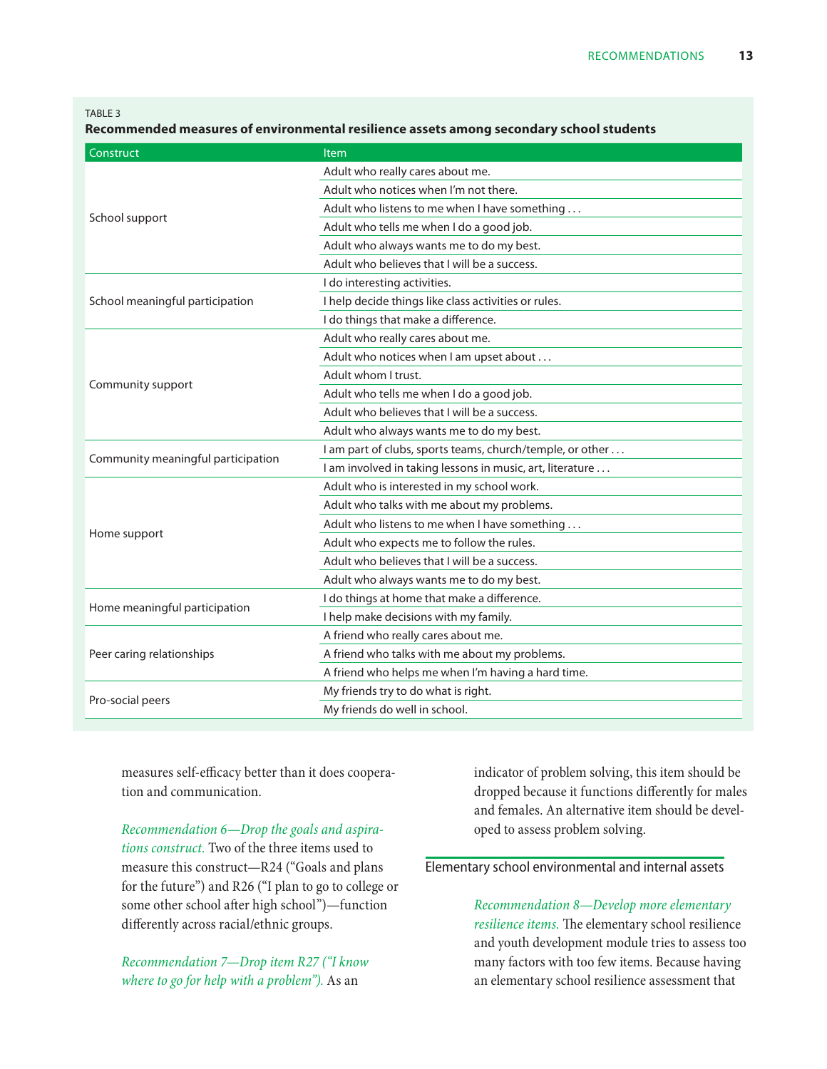TABLE 3

**Recommended measures of environmental resilience assets among secondary school students**

| Construct | Item |
|---|---|
| School support | Adult who really cares about me. |
| | Adult who notices when I'm not there. |
| | Adult who listens to me when I have something . . . |
| | Adult who tells me when I do a good job. |
| | Adult who always wants me to do my best. |
| | Adult who believes that I will be a success. |
| School meaningful participation | I do interesting activities. |
| | I help decide things like class activities or rules. |
| | I do things that make a difference. |
| Community support | Adult who really cares about me. |
| | Adult who notices when I am upset about . . . |
| | Adult whom I trust. |
| | Adult who tells me when I do a good job. |
| | Adult who believes that I will be a success. |
| | Adult who always wants me to do my best. |
| Community meaningful participation | I am part of clubs, sports teams, church/temple, or other . . . |
| | I am involved in taking lessons in music, art, literature . . . |
| Home support | Adult who is interested in my school work. |
| | Adult who talks with me about my problems. |
| | Adult who listens to me when I have something . . . |
| | Adult who expects me to follow the rules. |
| | Adult who believes that I will be a success. |
| | Adult who always wants me to do my best. |
| Home meaningful participation | I do things at home that make a difference. |
| | I help make decisions with my family. |
| Peer caring relationships | A friend who really cares about me. |
| | A friend who talks with me about my problems. |
| | A friend who helps me when I'm having a hard time. |
| Pro-social peers | My friends try to do what is right. |
| | My friends do well in school. |

measures self-efficacy better than it does cooperation and communication.

*Recommendation 6—Drop the goals and aspirations construct.* Two of the three items used to measure this construct—R24 ("Goals and plans for the future") and R26 ("I plan to go to college or some other school after high school")—function differently across racial/ethnic groups.

*Recommendation 7—Drop item R27 ("I know where to go for help with a problem").* As an indicator of problem solving, this item should be dropped because it functions differently for males and females. An alternative item should be developed to assess problem solving.

## Elementary school environmental and internal assets

*Recommendation 8—Develop more elementary resilience items.* The elementary school resilience and youth development module tries to assess too many factors with too few items. Because having an elementary school resilience assessment that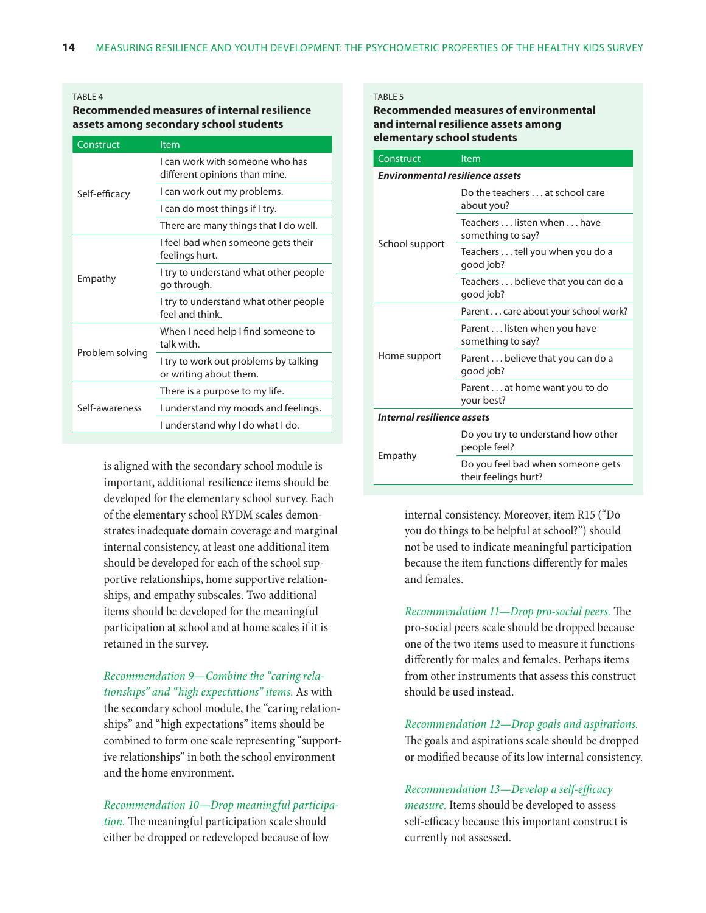TABLE 4

**Recommended measures of internal resilience assets among secondary school students**

| Construct | Item |
|---|---|
| Self-efficacy | I can work with someone who has different opinions than mine. |
| | I can work out my problems. |
| | I can do most things if I try. |
| | There are many things that I do well. |
| Empathy | I feel bad when someone gets their feelings hurt. |
| | I try to understand what other people go through. |
| | I try to understand what other people feel and think. |
| Problem solving | When I need help I find someone to talk with. |
| | I try to work out problems by talking or writing about them. |
| Self-awareness | There is a purpose to my life. |
| | I understand my moods and feelings. |
| | I understand why I do what I do. |

TABLE 5

**Recommended measures of environmental and internal resilience assets among elementary school students**

| Construct | Item |
|---|---|
| ***Environmental resilience assets*** | |
| School support | Do the teachers . . . at school care about you? |
| | Teachers . . . listen when . . . have something to say? |
| | Teachers . . . tell you when you do a good job? |
| | Teachers . . . believe that you can do a good job? |
| Home support | Parent . . . care about your school work? |
| | Parent . . . listen when you have something to say? |
| | Parent . . . believe that you can do a good job? |
| | Parent . . . at home want you to do your best? |
| ***Internal resilience assets*** | |
| Empathy | Do you try to understand how other people feel? |
| | Do you feel bad when someone gets their feelings hurt? |

is aligned with the secondary school module is important, additional resilience items should be developed for the elementary school survey. Each of the elementary school RYDM scales demonstrates inadequate domain coverage and marginal internal consistency, at least one additional item should be developed for each of the school supportive relationships, home supportive relationships, and empathy subscales. Two additional items should be developed for the meaningful participation at school and at home scales if it is retained in the survey.

*Recommendation 9—Combine the "caring relationships" and "high expectations" items.* As with the secondary school module, the "caring relationships" and "high expectations" items should be combined to form one scale representing "supportive relationships" in both the school environment and the home environment.

*Recommendation 10—Drop meaningful participation.* The meaningful participation scale should either be dropped or redeveloped because of low internal consistency. Moreover, item R15 ("Do you do things to be helpful at school?") should not be used to indicate meaningful participation because the item functions differently for males and females.

*Recommendation 11—Drop pro-social peers.* The pro-social peers scale should be dropped because one of the two items used to measure it functions differently for males and females. Perhaps items from other instruments that assess this construct should be used instead.

*Recommendation 12—Drop goals and aspirations.* The goals and aspirations scale should be dropped or modified because of its low internal consistency.

*Recommendation 13—Develop a self-efficacy measure.* Items should be developed to assess self-efficacy because this important construct is currently not assessed.